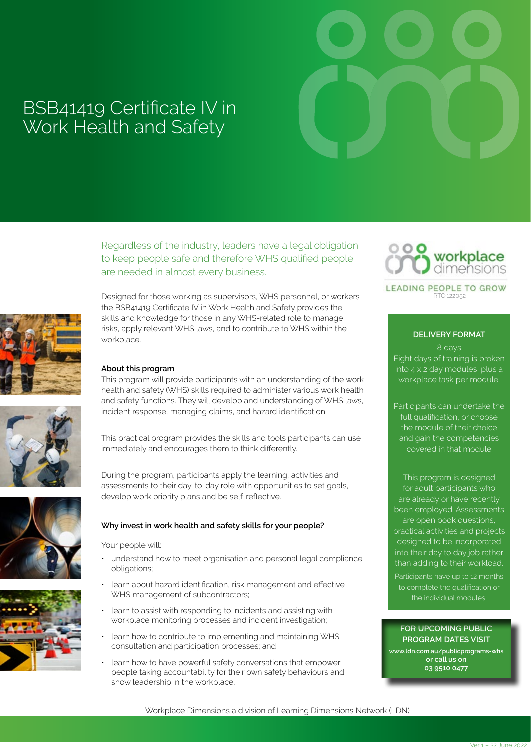# BSB41419 Certificate IV in Work Health and Safety

Regardless of the industry, leaders have a legal obligation to keep people safe and therefore WHS qualified people are needed in almost every business.

Designed for those working as supervisors, WHS personnel, or workers the BSB41419 Certificate IV in Work Health and Safety provides the skills and knowledge for those in any WHS-related role to manage risks, apply relevant WHS laws, and to contribute to WHS within the workplace.

**About this program**

This program will provide participants with an understanding of the work health and safety (WHS) skills required to administer various work health and safety functions. They will develop and understanding of WHS laws, incident response, managing claims, and hazard identification.

This practical program provides the skills and tools participants can use immediately and encourages them to think differently.

During the program, participants apply the learning, activities and assessments to their day-to-day role with opportunities to set goals, develop work priority plans and be self-reflective.

**Why invest in work health and safety skills for your people?**

Your people will:

- understand how to meet organisation and personal legal compliance obligations;
- learn about hazard identification, risk management and effective WHS management of subcontractors;
- learn to assist with responding to incidents and assisting with workplace monitoring processes and incident investigation;
- learn how to contribute to implementing and maintaining WHS consultation and participation processes; and
- learn how to have powerful safety conversations that empower people taking accountability for their own safety behaviours and show leadership in the workplace.

workplace dimensions

LEADING PEOPLE TO GROW

RTO:122052

**DELIVERY FORMAT**

8 days

Eight days of training is broken into 4 x 2 day modules, plus a workplace task per module.

Participants can undertake the full qualification, or choose the module of their choice and gain the competencies covered in that module

This program is designed for adult participants who are already or have recently been employed. Assessments are open book questions, practical activities and projects designed to be incorporated into their day to day job rather than adding to their workload.

Participants have up to 12 months to complete the qualification or the individual modules.

**FOR UPCOMING PUBLIC PROGRAM DATES VISIT**

**www.ldn.com.au/publicprograms-whs**
**or call us on**
**03 9510 0477**

Workplace Dimensions a division of Learning Dimensions Network (LDN)

Ver 1 – 22 June 2022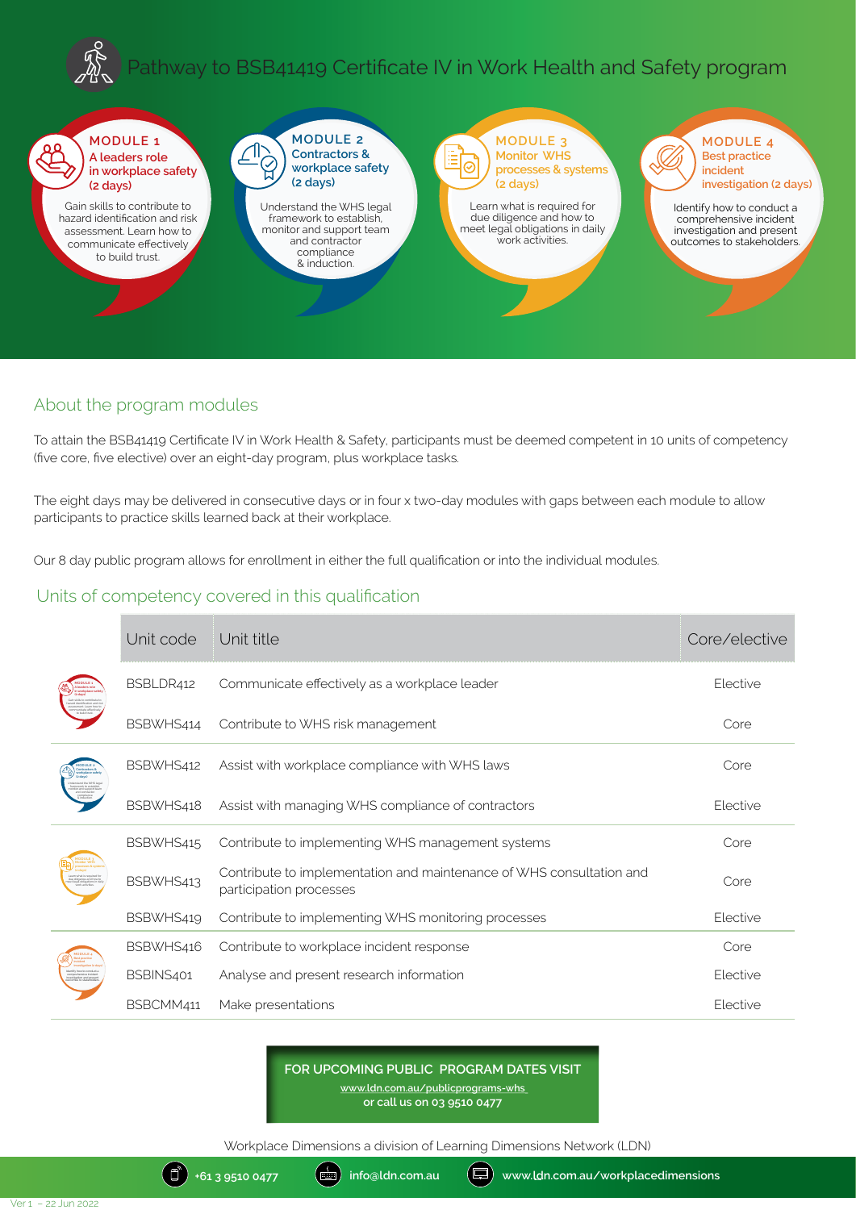# Pathway to BSB41419 Certificate IV in Work Health and Safety program

### MODULE 1
**A leaders role in workplace safety (2 days)**

Gain skills to contribute to hazard identification and risk assessment. Learn how to communicate effectively to build trust.

### MODULE 2
**Contractors & workplace safety (2 days)**

Understand the WHS legal framework to establish, monitor and support team and contractor compliance & induction.

### MODULE 3
**Monitor WHS processes & systems (2 days)**

Learn what is required for due diligence and how to meet legal obligations in daily work activities.

### MODULE 4
**Best practice incident investigation (2 days)**

Identify how to conduct a comprehensive incident investigation and present outcomes to stakeholders.

## About the program modules

To attain the BSB41419 Certificate IV in Work Health & Safety, participants must be deemed competent in 10 units of competency (five core, five elective) over an eight-day program, plus workplace tasks.

The eight days may be delivered in consecutive days or in four x two-day modules with gaps between each module to allow participants to practice skills learned back at their workplace.

Our 8 day public program allows for enrollment in either the full qualification or into the individual modules.

## Units of competency covered in this qualification

| Module | Unit code | Unit title | Core/elective |
|---|---|---|---|
| Module 1 | BSBLDR412 | Communicate effectively as a workplace leader | Elective |
| | BSBWHS414 | Contribute to WHS risk management | Core |
| Module 2 | BSBWHS412 | Assist with workplace compliance with WHS laws | Core |
| | BSBWHS418 | Assist with managing WHS compliance of contractors | Elective |
| Module 3 | BSBWHS415 | Contribute to implementing WHS management systems | Core |
| | BSBWHS413 | Contribute to implementation and maintenance of WHS consultation and participation processes | Core |
| | BSBWHS419 | Contribute to implementing WHS monitoring processes | Elective |
| Module 4 | BSBWHS416 | Contribute to workplace incident response | Core |
| | BSBINS401 | Analyse and present research information | Elective |
| | BSBCMM411 | Make presentations | Elective |

**FOR UPCOMING PUBLIC PROGRAM DATES VISIT**
www.ldn.com.au/publicprograms-whs
or call us on 03 9510 0477

Workplace Dimensions a division of Learning Dimensions Network (LDN)

+61 3 9510 0477 | info@ldn.com.au | www.ldn.com.au/workplacedimensions

Ver 1 – 22 Jun 2022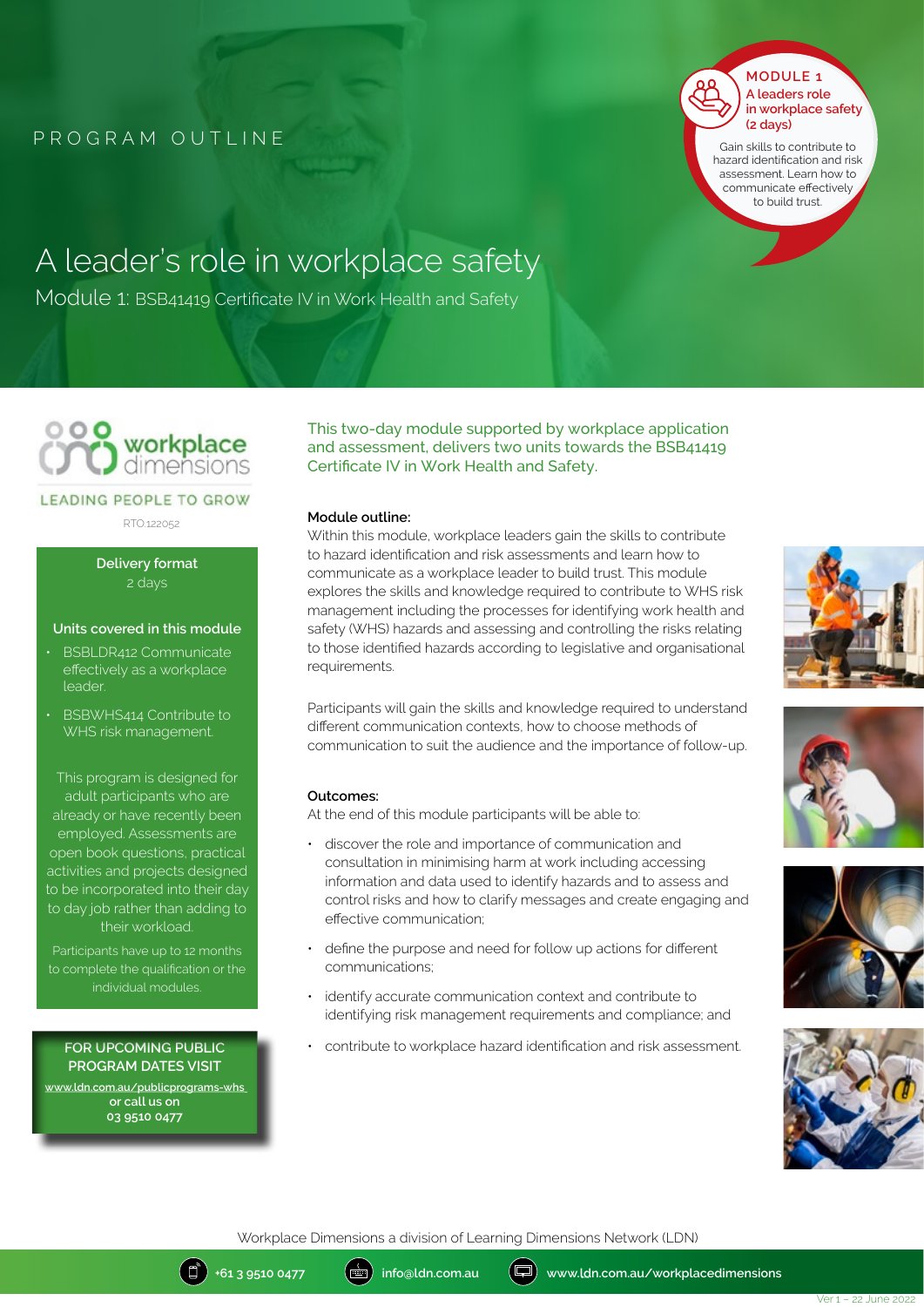PROGRAM OUTLINE

**MODULE 1**
**A leaders role in workplace safety (2 days)**

Gain skills to contribute to hazard identification and risk assessment. Learn how to communicate effectively to build trust.

# A leader's role in workplace safety

## Module 1: BSB41419 Certificate IV in Work Health and Safety

workplace dimensions

LEADING PEOPLE TO GROW

RTO 122052

**Delivery format**

2 days

**Units covered in this module**

- BSBLDR412 Communicate effectively as a workplace leader.
- BSBWHS414 Contribute to WHS risk management.

This program is designed for adult participants who are already or have recently been employed. Assessments are open book questions, practical activities and projects designed to be incorporated into their day to day job rather than adding to their workload.

Participants have up to 12 months to complete the qualification or the individual modules.

**FOR UPCOMING PUBLIC PROGRAM DATES VISIT**
**www.ldn.com.au/publicprograms-whs**
**or call us on**
**03 9510 0477**

This two-day module supported by workplace application and assessment, delivers two units towards the BSB41419 Certificate IV in Work Health and Safety.

**Module outline:**

Within this module, workplace leaders gain the skills to contribute to hazard identification and risk assessments and learn how to communicate as a workplace leader to build trust. This module explores the skills and knowledge required to contribute to WHS risk management including the processes for identifying work health and safety (WHS) hazards and assessing and controlling the risks relating to those identified hazards according to legislative and organisational requirements.

Participants will gain the skills and knowledge required to understand different communication contexts, how to choose methods of communication to suit the audience and the importance of follow-up.

**Outcomes:**

At the end of this module participants will be able to:

- discover the role and importance of communication and consultation in minimising harm at work including accessing information and data used to identify hazards and to assess and control risks and how to clarify messages and create engaging and effective communication;
- define the purpose and need for follow up actions for different communications;
- identify accurate communication context and contribute to identifying risk management requirements and compliance; and
- contribute to workplace hazard identification and risk assessment.

Workplace Dimensions a division of Learning Dimensions Network (LDN)

+61 3 9510 0477 | info@ldn.com.au | www.ldn.com.au/workplacedimensions

Ver 1 – 22 June 2022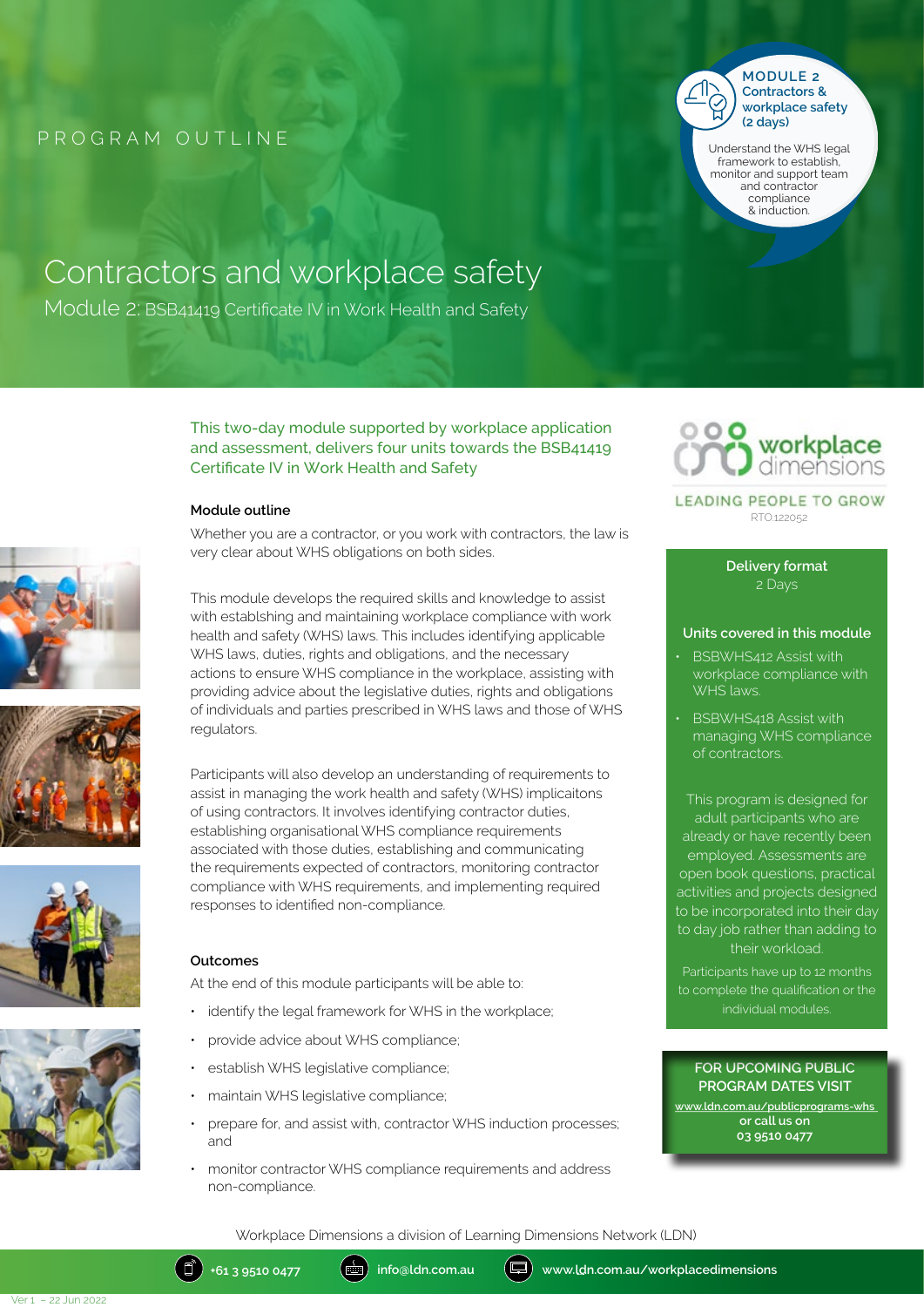PROGRAM OUTLINE

**MODULE 2**
**Contractors & workplace safety (2 days)**

Understand the WHS legal framework to establish, monitor and support team and contractor compliance & induction.

# Contractors and workplace safety

## Module 2: BSB41419 Certificate IV in Work Health and Safety

This two-day module supported by workplace application and assessment, delivers four units towards the BSB41419 Certificate IV in Work Health and Safety

### Module outline

Whether you are a contractor, or you work with contractors, the law is very clear about WHS obligations on both sides.

This module develops the required skills and knowledge to assist with establshing and maintaining workplace compliance with work health and safety (WHS) laws. This includes identifying applicable WHS laws, duties, rights and obligations, and the necessary actions to ensure WHS compliance in the workplace, assisting with providing advice about the legislative duties, rights and obligations of individuals and parties prescribed in WHS laws and those of WHS regulators.

Participants will also develop an understanding of requirements to assist in managing the work health and safety (WHS) implicaitons of using contractors. It involves identifying contractor duties, establishing organisational WHS compliance requirements associated with those duties, establishing and communicating the requirements expected of contractors, monitoring contractor compliance with WHS requirements, and implementing required responses to identified non-compliance.

### Outcomes

At the end of this module participants will be able to:

- identify the legal framework for WHS in the workplace;
- provide advice about WHS compliance;
- establish WHS legislative compliance;
- maintain WHS legislative compliance;
- prepare for, and assist with, contractor WHS induction processes; and
- monitor contractor WHS compliance requirements and address non-compliance.

workplace dimensions

LEADING PEOPLE TO GROW

RTO.122052

**Delivery format**
2 Days

**Units covered in this module**

- BSBWHS412 Assist with workplace compliance with WHS laws.
- BSBWHS418 Assist with managing WHS compliance of contractors.

This program is designed for adult participants who are already or have recently been employed. Assessments are open book questions, practical activities and projects designed to be incorporated into their day to day job rather than adding to their workload.

Participants have up to 12 months to complete the qualification or the individual modules.

**FOR UPCOMING PUBLIC PROGRAM DATES VISIT**
**www.ldn.com.au/publicprograms-whs**
**or call us on**
**03 9510 0477**

Workplace Dimensions a division of Learning Dimensions Network (LDN)

+61 3 9510 0477 | info@ldn.com.au | www.ldn.com.au/workplacedimensions

Ver 1 – 22 Jun 2022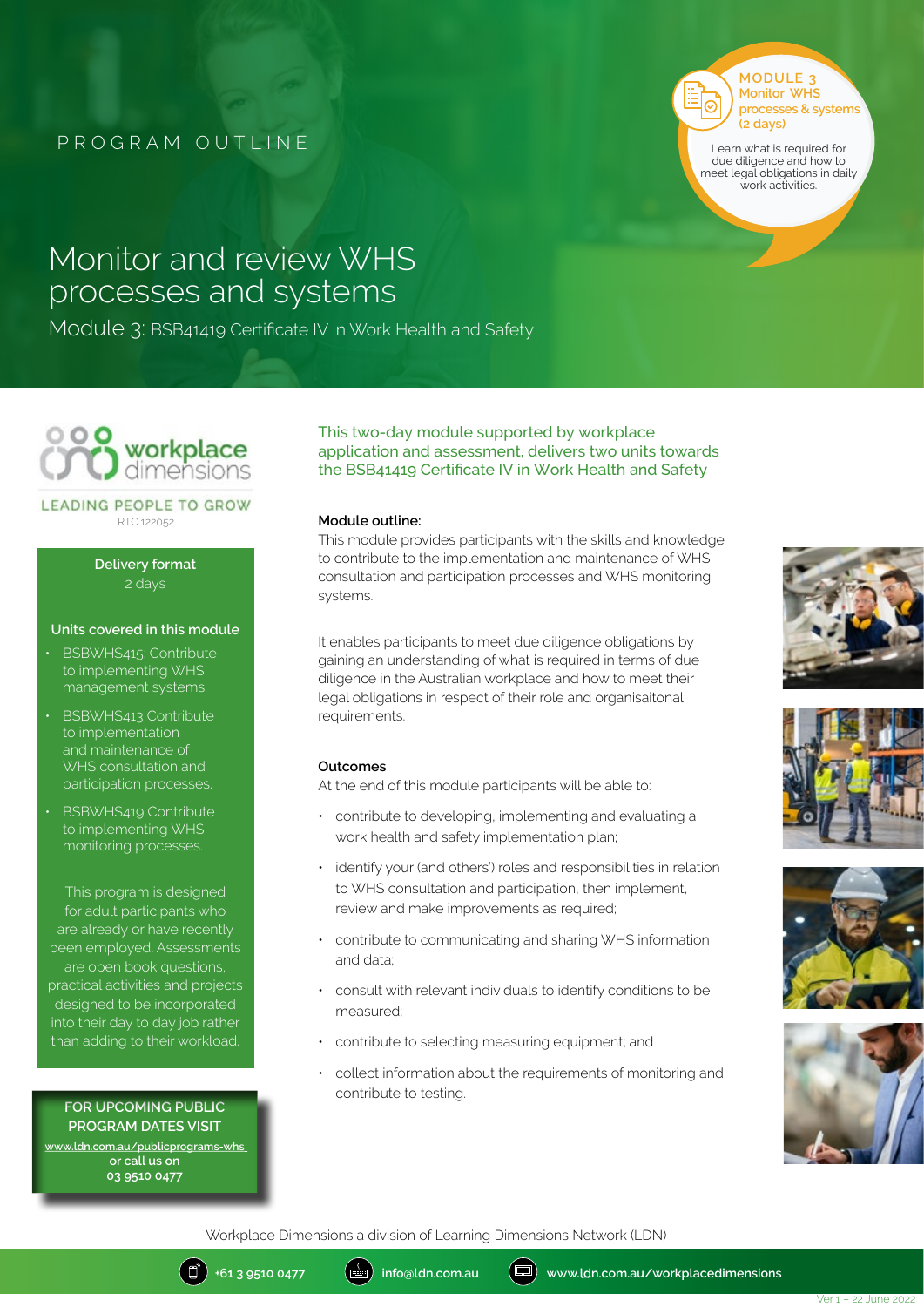PROGRAM OUTLINE

**MODULE 3**
**Monitor WHS processes & systems (2 days)**

Learn what is required for due diligence and how to meet legal obligations in daily work activities.

# Monitor and review WHS processes and systems

## Module 3: BSB41419 Certificate IV in Work Health and Safety

workplace dimensions

LEADING PEOPLE TO GROW

RTO:122052

**Delivery format**

2 days

**Units covered in this module**

- BSBWHS415: Contribute to implementing WHS management systems.
- BSBWHS413 Contribute to implementation and maintenance of WHS consultation and participation processes.
- BSBWHS419 Contribute to implementing WHS monitoring processes.

This program is designed for adult participants who are already or have recently been employed. Assessments are open book questions, practical activities and projects designed to be incorporated into their day to day job rather than adding to their workload.

**FOR UPCOMING PUBLIC PROGRAM DATES VISIT**
www.ldn.com.au/publicprograms-whs
**or call us on**
**03 9510 0477**

This two-day module supported by workplace application and assessment, delivers two units towards the BSB41419 Certificate IV in Work Health and Safety

**Module outline:**

This module provides participants with the skills and knowledge to contribute to the implementation and maintenance of WHS consultation and participation processes and WHS monitoring systems.

It enables participants to meet due diligence obligations by gaining an understanding of what is required in terms of due diligence in the Australian workplace and how to meet their legal obligations in respect of their role and organisaitonal requirements.

**Outcomes**

At the end of this module participants will be able to:

- contribute to developing, implementing and evaluating a work health and safety implementation plan;
- identify your (and others') roles and responsibilities in relation to WHS consultation and participation, then implement, review and make improvements as required;
- contribute to communicating and sharing WHS information and data;
- consult with relevant individuals to identify conditions to be measured;
- contribute to selecting measuring equipment; and
- collect information about the requirements of monitoring and contribute to testing.

Workplace Dimensions a division of Learning Dimensions Network (LDN)

+61 3 9510 0477 | info@ldn.com.au | www.ldn.com.au/workplacedimensions

Ver 1 – 22 June 2022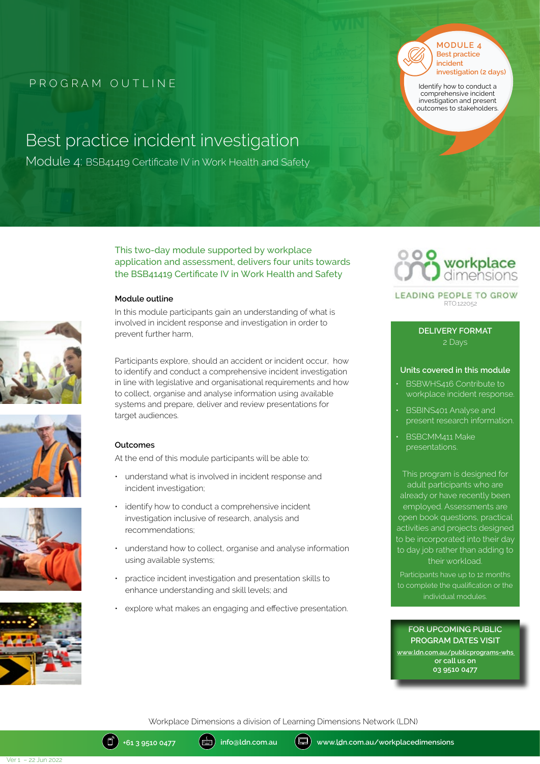PROGRAM OUTLINE

# Best practice incident investigation

## Module 4: BSB41419 Certificate IV in Work Health and Safety

**MODULE 4**
**Best practice incident investigation (2 days)**

Identify how to conduct a comprehensive incident investigation and present outcomes to stakeholders.

This two-day module supported by workplace application and assessment, delivers four units towards the BSB41419 Certificate IV in Work Health and Safety

### Module outline

In this module participants gain an understanding of what is involved in incident response and investigation in order to prevent further harm,

Participants explore, should an accident or incident occur, how to identify and conduct a comprehensive incident investigation in line with legislative and organisational requirements and how to collect, organise and analyse information using available systems and prepare, deliver and review presentations for target audiences.

### Outcomes

At the end of this module participants will be able to:

- understand what is involved in incident response and incident investigation;
- identify how to conduct a comprehensive incident investigation inclusive of research, analysis and recommendations;
- understand how to collect, organise and analyse information using available systems;
- practice incident investigation and presentation skills to enhance understanding and skill levels; and
- explore what makes an engaging and effective presentation.

workplace dimensions

LEADING PEOPLE TO GROW

RTO:122052

**DELIVERY FORMAT**

2 Days

**Units covered in this module**

- BSBWHS416 Contribute to workplace incident response.
- BSBINS401 Analyse and present research information.
- BSBCMM411 Make presentations.

This program is designed for adult participants who are already or have recently been employed. Assessments are open book questions, practical activities and projects designed to be incorporated into their day to day job rather than adding to their workload.

Participants have up to 12 months to complete the qualification or the individual modules.

**FOR UPCOMING PUBLIC PROGRAM DATES VISIT**

**www.ldn.com.au/publicprograms-whs**
**or call us on**
**03 9510 0477**

Workplace Dimensions a division of Learning Dimensions Network (LDN)

+61 3 9510 0477 | info@ldn.com.au | www.ldn.com.au/workplacedimensions

Ver 1 – 22 Jun 2022